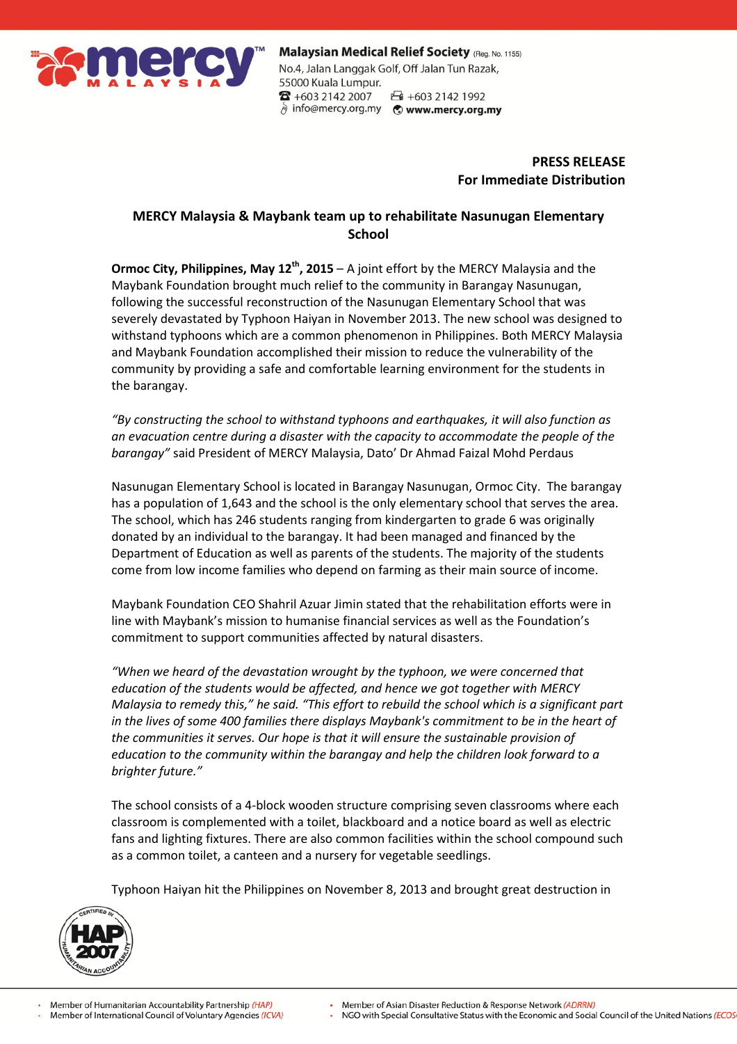**Malaysian Medical Relief Society** (Reg. No. 1155)
No.4, Jalan Langgak Golf, Off Jalan Tun Razak,
55000 Kuala Lumpur.
+603 2142 2007 +603 2142 1992
info@mercy.org.my **www.mercy.org.my**

**PRESS RELEASE**
**For Immediate Distribution**

## MERCY Malaysia & Maybank team up to rehabilitate Nasunugan Elementary School

**Ormoc City, Philippines, May 12th, 2015** – A joint effort by the MERCY Malaysia and the Maybank Foundation brought much relief to the community in Barangay Nasunugan, following the successful reconstruction of the Nasunugan Elementary School that was severely devastated by Typhoon Haiyan in November 2013. The new school was designed to withstand typhoons which are a common phenomenon in Philippines. Both MERCY Malaysia and Maybank Foundation accomplished their mission to reduce the vulnerability of the community by providing a safe and comfortable learning environment for the students in the barangay.

*"By constructing the school to withstand typhoons and earthquakes, it will also function as an evacuation centre during a disaster with the capacity to accommodate the people of the barangay"* said President of MERCY Malaysia, Dato' Dr Ahmad Faizal Mohd Perdaus

Nasunugan Elementary School is located in Barangay Nasunugan, Ormoc City. The barangay has a population of 1,643 and the school is the only elementary school that serves the area. The school, which has 246 students ranging from kindergarten to grade 6 was originally donated by an individual to the barangay. It had been managed and financed by the Department of Education as well as parents of the students. The majority of the students come from low income families who depend on farming as their main source of income.

Maybank Foundation CEO Shahril Azuar Jimin stated that the rehabilitation efforts were in line with Maybank's mission to humanise financial services as well as the Foundation's commitment to support communities affected by natural disasters.

*"When we heard of the devastation wrought by the typhoon, we were concerned that education of the students would be affected, and hence we got together with MERCY Malaysia to remedy this,"* he said. *"This effort to rebuild the school which is a significant part in the lives of some 400 families there displays Maybank's commitment to be in the heart of the communities it serves. Our hope is that it will ensure the sustainable provision of education to the community within the barangay and help the children look forward to a brighter future."*

The school consists of a 4-block wooden structure comprising seven classrooms where each classroom is complemented with a toilet, blackboard and a notice board as well as electric fans and lighting fixtures. There are also common facilities within the school compound such as a common toilet, a canteen and a nursery for vegetable seedlings.

Typhoon Haiyan hit the Philippines on November 8, 2013 and brought great destruction in

- Member of Humanitarian Accountability Partnership (HAP)
- Member of International Council of Voluntary Agencies (ICVA)
- Member of Asian Disaster Reduction & Response Network (ADRRN)
- NGO with Special Consultative Status with the Economic and Social Council of the United Nations (ECOSOC)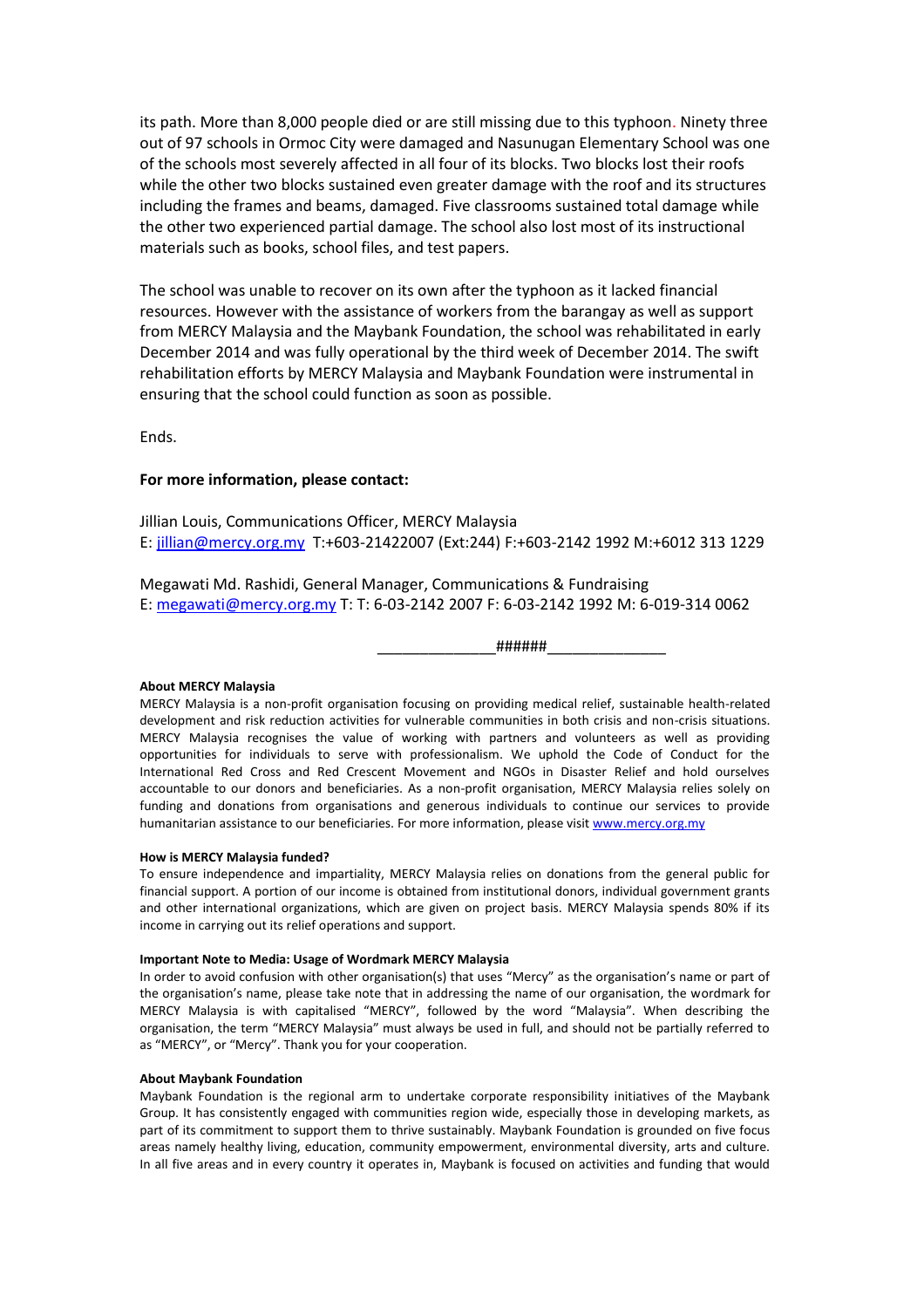its path. More than 8,000 people died or are still missing due to this typhoon. Ninety three out of 97 schools in Ormoc City were damaged and Nasunugan Elementary School was one of the schools most severely affected in all four of its blocks. Two blocks lost their roofs while the other two blocks sustained even greater damage with the roof and its structures including the frames and beams, damaged. Five classrooms sustained total damage while the other two experienced partial damage. The school also lost most of its instructional materials such as books, school files, and test papers.

The school was unable to recover on its own after the typhoon as it lacked financial resources. However with the assistance of workers from the barangay as well as support from MERCY Malaysia and the Maybank Foundation, the school was rehabilitated in early December 2014 and was fully operational by the third week of December 2014. The swift rehabilitation efforts by MERCY Malaysia and Maybank Foundation were instrumental in ensuring that the school could function as soon as possible.

Ends.

**For more information, please contact:**

Jillian Louis, Communications Officer, MERCY Malaysia
E: jillian@mercy.org.my T:+603-21422007 (Ext:244) F:+603-2142 1992 M:+6012 313 1229

Megawati Md. Rashidi, General Manager, Communications & Fundraising
E: megawati@mercy.org.my T: T: 6-03-2142 2007 F: 6-03-2142 1992 M: 6-019-314 0062

______________######______________

**About MERCY Malaysia**

MERCY Malaysia is a non-profit organisation focusing on providing medical relief, sustainable health-related development and risk reduction activities for vulnerable communities in both crisis and non-crisis situations. MERCY Malaysia recognises the value of working with partners and volunteers as well as providing opportunities for individuals to serve with professionalism. We uphold the Code of Conduct for the International Red Cross and Red Crescent Movement and NGOs in Disaster Relief and hold ourselves accountable to our donors and beneficiaries. As a non-profit organisation, MERCY Malaysia relies solely on funding and donations from organisations and generous individuals to continue our services to provide humanitarian assistance to our beneficiaries. For more information, please visit www.mercy.org.my

**How is MERCY Malaysia funded?**

To ensure independence and impartiality, MERCY Malaysia relies on donations from the general public for financial support. A portion of our income is obtained from institutional donors, individual government grants and other international organizations, which are given on project basis. MERCY Malaysia spends 80% if its income in carrying out its relief operations and support.

**Important Note to Media: Usage of Wordmark MERCY Malaysia**

In order to avoid confusion with other organisation(s) that uses "Mercy" as the organisation's name or part of the organisation's name, please take note that in addressing the name of our organisation, the wordmark for MERCY Malaysia is with capitalised "MERCY", followed by the word "Malaysia". When describing the organisation, the term "MERCY Malaysia" must always be used in full, and should not be partially referred to as "MERCY", or "Mercy". Thank you for your cooperation.

**About Maybank Foundation**

Maybank Foundation is the regional arm to undertake corporate responsibility initiatives of the Maybank Group. It has consistently engaged with communities region wide, especially those in developing markets, as part of its commitment to support them to thrive sustainably. Maybank Foundation is grounded on five focus areas namely healthy living, education, community empowerment, environmental diversity, arts and culture. In all five areas and in every country it operates in, Maybank is focused on activities and funding that would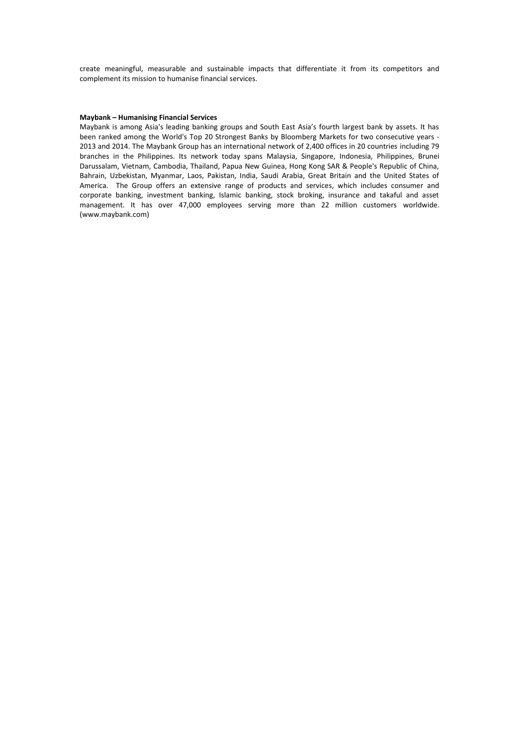create meaningful, measurable and sustainable impacts that differentiate it from its competitors and complement its mission to humanise financial services.

**Maybank – Humanising Financial Services**

Maybank is among Asia's leading banking groups and South East Asia's fourth largest bank by assets. It has been ranked among the World's Top 20 Strongest Banks by Bloomberg Markets for two consecutive years - 2013 and 2014. The Maybank Group has an international network of 2,400 offices in 20 countries including 79 branches in the Philippines. Its network today spans Malaysia, Singapore, Indonesia, Philippines, Brunei Darussalam, Vietnam, Cambodia, Thailand, Papua New Guinea, Hong Kong SAR & People's Republic of China, Bahrain, Uzbekistan, Myanmar, Laos, Pakistan, India, Saudi Arabia, Great Britain and the United States of America. The Group offers an extensive range of products and services, which includes consumer and corporate banking, investment banking, Islamic banking, stock broking, insurance and takaful and asset management. It has over 47,000 employees serving more than 22 million customers worldwide. (www.maybank.com)